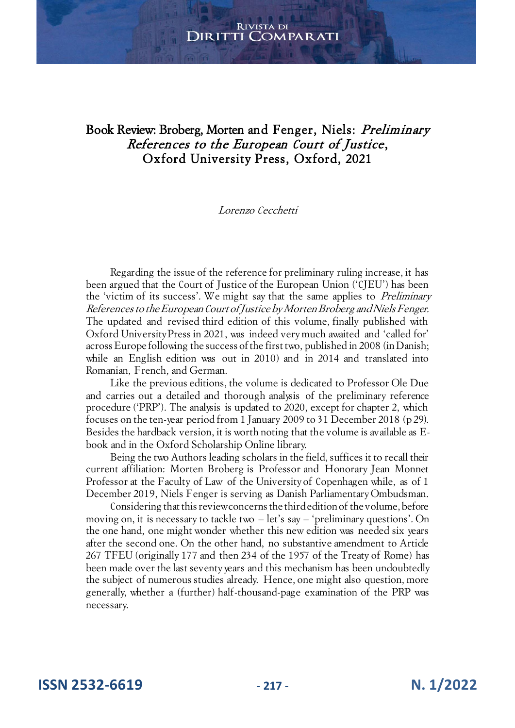# Book Review: Broberg, Morten and Fenger, Niels: *Preliminary References to the European Court of Justice*, Oxford University Press, Oxford, 2021

*Lorenzo Cecchetti*

Regarding the issue of the reference for preliminary ruling increase, it has been argued that the Court of Justice of the European Union ('CJEU') has been the 'victim of its success'. We might say that the same applies to *Preliminary References to the European Court of Justice by Morten Broberg and Niels Fenger*. The updated and revised third edition of this volume, finally published with Oxford University Press in 2021, was indeed very much awaited and 'called for' across Europe following the success of the first two, published in 2008 (in Danish; while an English edition was out in 2010) and in 2014 and translated into Romanian, French, and German.

Like the previous editions, the volume is dedicated to Professor Ole Due and carries out a detailed and thorough analysis of the preliminary reference procedure ('PRP'). The analysis is updated to 2020, except for chapter 2, which focuses on the ten-year period from 1 January 2009 to 31 December 2018 (p 29). Besides the hardback version, it is worth noting that the volume is available as E-book and in the Oxford Scholarship Online library.

Being the two Authors leading scholars in the field, suffices it to recall their current affiliation: Morten Broberg is Professor and Honorary Jean Monnet Professor at the Faculty of Law of the University of Copenhagen while, as of 1 December 2019, Niels Fenger is serving as Danish Parliamentary Ombudsman.

Considering that this review concerns the third edition of the volume, before moving on, it is necessary to tackle two – let's say – 'preliminary questions'. On the one hand, one might wonder whether this new edition was needed six years after the second one. On the other hand, no substantive amendment to Article 267 TFEU (originally 177 and then 234 of the 1957 of the Treaty of Rome) has been made over the last seventy years and this mechanism has been undoubtedly the subject of numerous studies already. Hence, one might also question, more generally, whether a (further) half-thousand-page examination of the PRP was necessary.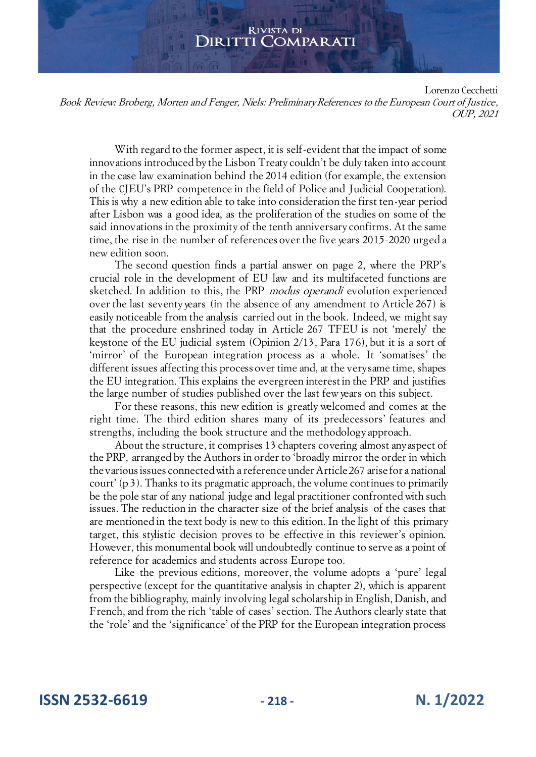With regard to the former aspect, it is self-evident that the impact of some innovations introduced by the Lisbon Treaty couldn't be duly taken into account in the case law examination behind the 2014 edition (for example, the extension of the CJEU's PRP competence in the field of Police and Judicial Cooperation). This is why a new edition able to take into consideration the first ten-year period after Lisbon was a good idea, as the proliferation of the studies on some of the said innovations in the proximity of the tenth anniversary confirms. At the same time, the rise in the number of references over the five years 2015-2020 urged a new edition soon.

The second question finds a partial answer on page 2, where the PRP's crucial role in the development of EU law and its multifaceted functions are sketched. In addition to this, the PRP *modus operandi* evolution experienced over the last seventy years (in the absence of any amendment to Article 267) is easily noticeable from the analysis carried out in the book. Indeed, we might say that the procedure enshrined today in Article 267 TFEU is not 'merely' the keystone of the EU judicial system (Opinion 2/13, Para 176), but it is a sort of 'mirror' of the European integration process as a whole. It 'somatises' the different issues affecting this process over time and, at the very same time, shapes the EU integration. This explains the evergreen interest in the PRP and justifies the large number of studies published over the last few years on this subject.

For these reasons, this new edition is greatly welcomed and comes at the right time. The third edition shares many of its predecessors' features and strengths, including the book structure and the methodology approach.

About the structure, it comprises 13 chapters covering almost any aspect of the PRP, arranged by the Authors in order to 'broadly mirror the order in which the various issues connected with a reference under Article 267 arise for a national court' (p 3). Thanks to its pragmatic approach, the volume continues to primarily be the pole star of any national judge and legal practitioner confronted with such issues. The reduction in the character size of the brief analysis of the cases that are mentioned in the text body is new to this edition. In the light of this primary target, this stylistic decision proves to be effective in this reviewer's opinion. However, this monumental book will undoubtedly continue to serve as a point of reference for academics and students across Europe too.

Like the previous editions, moreover, the volume adopts a 'pure' legal perspective (except for the quantitative analysis in chapter 2), which is apparent from the bibliography, mainly involving legal scholarship in English, Danish, and French, and from the rich 'table of cases' section. The Authors clearly state that the 'role' and the 'significance' of the PRP for the European integration process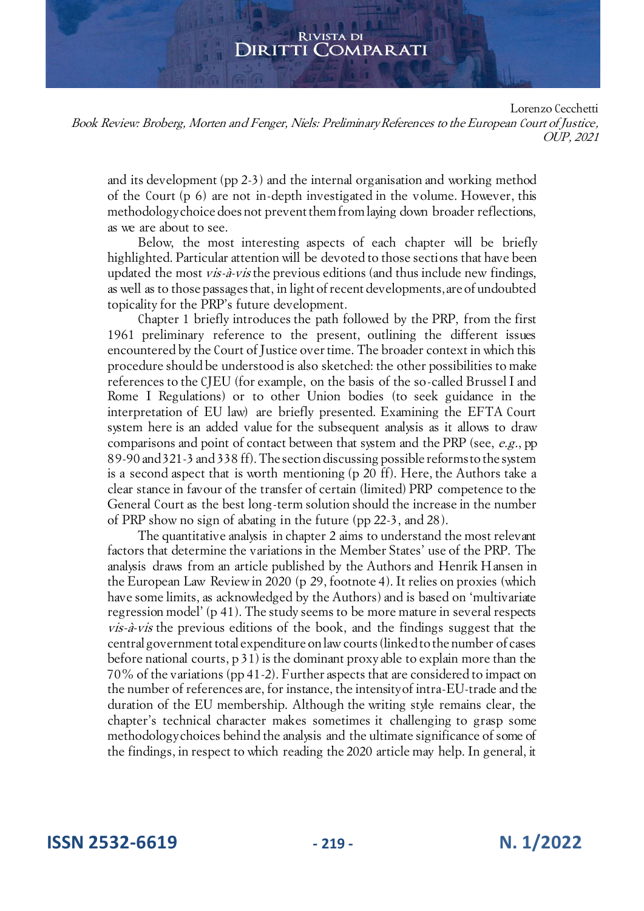and its development (pp 2-3) and the internal organisation and working method of the Court (p 6) are not in-depth investigated in the volume. However, this methodology choice does not prevent them from laying down broader reflections, as we are about to see.

Below, the most interesting aspects of each chapter will be briefly highlighted. Particular attention will be devoted to those sections that have been updated the most *vis-à-vis* the previous editions (and thus include new findings, as well as to those passages that, in light of recent developments, are of undoubted topicality for the PRP's future development.

Chapter 1 briefly introduces the path followed by the PRP, from the first 1961 preliminary reference to the present, outlining the different issues encountered by the Court of Justice over time. The broader context in which this procedure should be understood is also sketched: the other possibilities to make references to the CJEU (for example, on the basis of the so-called Brussel I and Rome I Regulations) or to other Union bodies (to seek guidance in the interpretation of EU law) are briefly presented. Examining the EFTA Court system here is an added value for the subsequent analysis as it allows to draw comparisons and point of contact between that system and the PRP (see, *e.g.*, pp 89-90 and 321-3 and 338 ff). The section discussing possible reforms to the system is a second aspect that is worth mentioning (p 20 ff). Here, the Authors take a clear stance in favour of the transfer of certain (limited) PRP competence to the General Court as the best long-term solution should the increase in the number of PRP show no sign of abating in the future (pp 22-3, and 28).

The quantitative analysis in chapter 2 aims to understand the most relevant factors that determine the variations in the Member States' use of the PRP. The analysis draws from an article published by the Authors and Henrik Hansen in the European Law Review in 2020 (p 29, footnote 4). It relies on proxies (which have some limits, as acknowledged by the Authors) and is based on 'multivariate regression model' (p 41). The study seems to be more mature in several respects *vis-à-vis* the previous editions of the book, and the findings suggest that the central government total expenditure on law courts (linked to the number of cases before national courts, p 31) is the dominant proxy able to explain more than the 70% of the variations (pp 41-2). Further aspects that are considered to impact on the number of references are, for instance, the intensity of intra-EU-trade and the duration of the EU membership. Although the writing style remains clear, the chapter's technical character makes sometimes it challenging to grasp some methodology choices behind the analysis and the ultimate significance of some of the findings, in respect to which reading the 2020 article may help. In general, it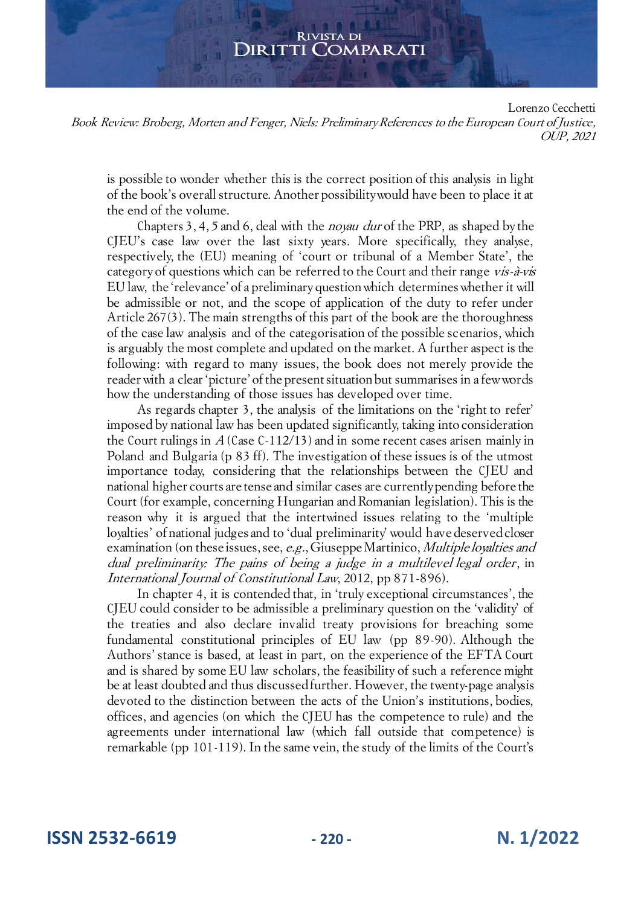is possible to wonder whether this is the correct position of this analysis in light of the book's overall structure. Another possibility would have been to place it at the end of the volume.

Chapters 3, 4, 5 and 6, deal with the *noyau dur* of the PRP, as shaped by the CJEU's case law over the last sixty years. More specifically, they analyse, respectively, the (EU) meaning of 'court or tribunal of a Member State', the category of questions which can be referred to the Court and their range *vis-à-vis* EU law, the 'relevance' of a preliminary question which determines whether it will be admissible or not, and the scope of application of the duty to refer under Article 267(3). The main strengths of this part of the book are the thoroughness of the case law analysis and of the categorisation of the possible scenarios, which is arguably the most complete and updated on the market. A further aspect is the following: with regard to many issues, the book does not merely provide the reader with a clear 'picture' of the present situation but summarises in a few words how the understanding of those issues has developed over time.

As regards chapter 3, the analysis of the limitations on the 'right to refer' imposed by national law has been updated significantly, taking into consideration the Court rulings in *A* (Case C-112/13) and in some recent cases arisen mainly in Poland and Bulgaria (p 83 ff). The investigation of these issues is of the utmost importance today, considering that the relationships between the CJEU and national higher courts are tense and similar cases are currently pending before the Court (for example, concerning Hungarian and Romanian legislation). This is the reason why it is argued that the intertwined issues relating to the 'multiple loyalties' of national judges and to 'dual preliminarity' would have deserved closer examination (on these issues, see, *e.g.*, Giuseppe Martinico, *Multiple loyalties and dual preliminarity: The pains of being a judge in a multilevel legal order*, in *International Journal of Constitutional Law*, 2012, pp 871-896).

In chapter 4, it is contended that, in 'truly exceptional circumstances', the CJEU could consider to be admissible a preliminary question on the 'validity' of the treaties and also declare invalid treaty provisions for breaching some fundamental constitutional principles of EU law (pp 89-90). Although the Authors' stance is based, at least in part, on the experience of the EFTA Court and is shared by some EU law scholars, the feasibility of such a reference might be at least doubted and thus discussed further. However, the twenty-page analysis devoted to the distinction between the acts of the Union's institutions, bodies, offices, and agencies (on which the CJEU has the competence to rule) and the agreements under international law (which fall outside that competence) is remarkable (pp 101-119). In the same vein, the study of the limits of the Court's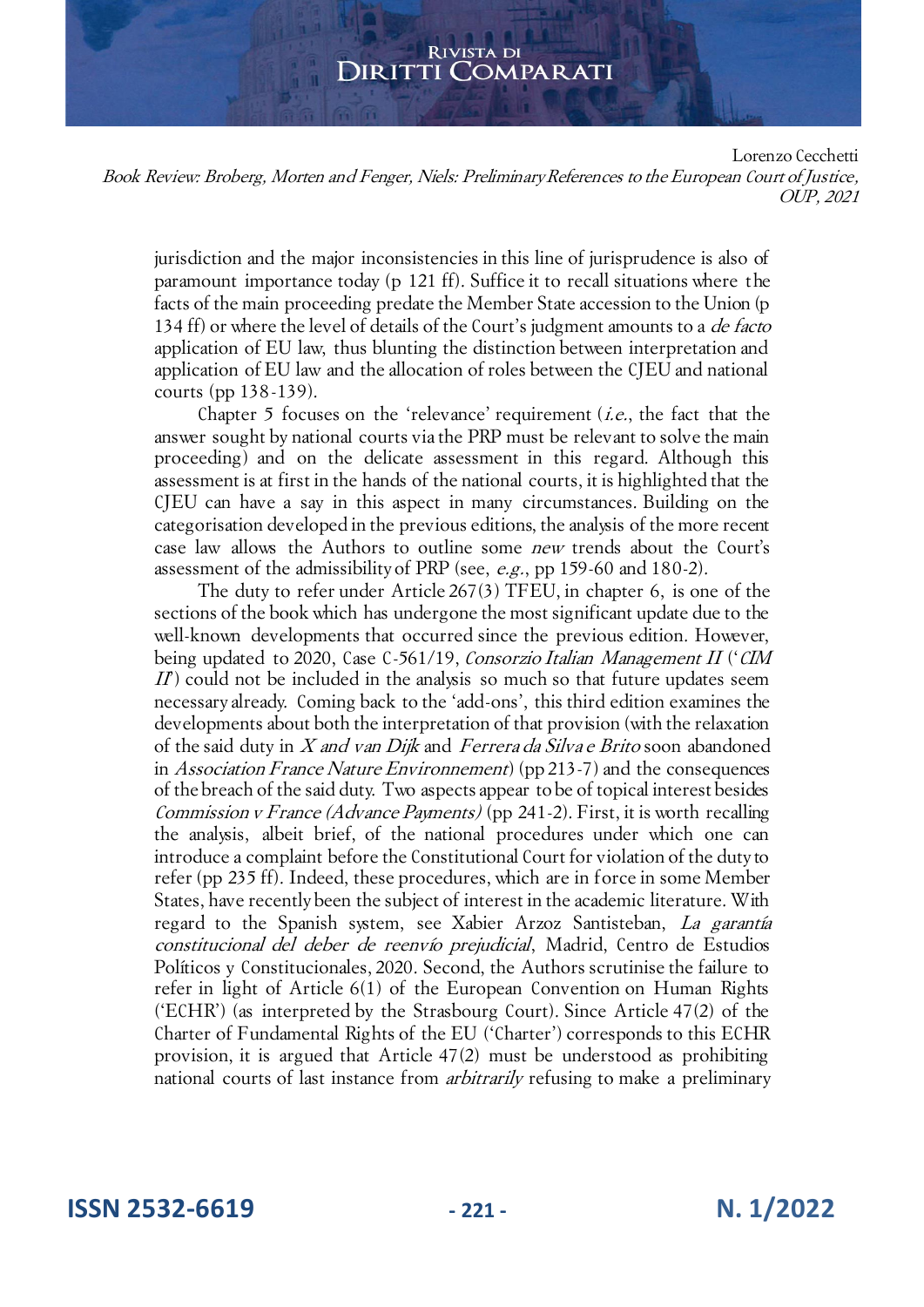jurisdiction and the major inconsistencies in this line of jurisprudence is also of paramount importance today (p 121 ff). Suffice it to recall situations where the facts of the main proceeding predate the Member State accession to the Union (p 134 ff) or where the level of details of the Court's judgment amounts to a *de facto* application of EU law, thus blunting the distinction between interpretation and application of EU law and the allocation of roles between the CJEU and national courts (pp 138-139).

Chapter 5 focuses on the 'relevance' requirement (*i.e.*, the fact that the answer sought by national courts via the PRP must be relevant to solve the main proceeding) and on the delicate assessment in this regard. Although this assessment is at first in the hands of the national courts, it is highlighted that the CJEU can have a say in this aspect in many circumstances. Building on the categorisation developed in the previous editions, the analysis of the more recent case law allows the Authors to outline some *new* trends about the Court's assessment of the admissibility of PRP (see, *e.g.*, pp 159-60 and 180-2).

The duty to refer under Article 267(3) TFEU, in chapter 6, is one of the sections of the book which has undergone the most significant update due to the well-known developments that occurred since the previous edition. However, being updated to 2020, Case C-561/19, *Consorzio Italian Management II* ('*CIM II*') could not be included in the analysis so much so that future updates seem necessary already. Coming back to the 'add-ons', this third edition examines the developments about both the interpretation of that provision (with the relaxation of the said duty in *X and van Dijk* and *Ferrera da Silva e Brito* soon abandoned in *Association France Nature Environnement*) (pp 213-7) and the consequences of the breach of the said duty. Two aspects appear to be of topical interest besides *Commission v France (Advance Payments)* (pp 241-2). First, it is worth recalling the analysis, albeit brief, of the national procedures under which one can introduce a complaint before the Constitutional Court for violation of the duty to refer (pp 235 ff). Indeed, these procedures, which are in force in some Member States, have recently been the subject of interest in the academic literature. With regard to the Spanish system, see Xabier Arzoz Santisteban, *La garantía constitucional del deber de reenvío prejudicial*, Madrid, Centro de Estudios Políticos y Constitucionales, 2020. Second, the Authors scrutinise the failure to refer in light of Article 6(1) of the European Convention on Human Rights ('ECHR') (as interpreted by the Strasbourg Court). Since Article 47(2) of the Charter of Fundamental Rights of the EU ('Charter') corresponds to this ECHR provision, it is argued that Article 47(2) must be understood as prohibiting national courts of last instance from *arbitrarily* refusing to make a preliminary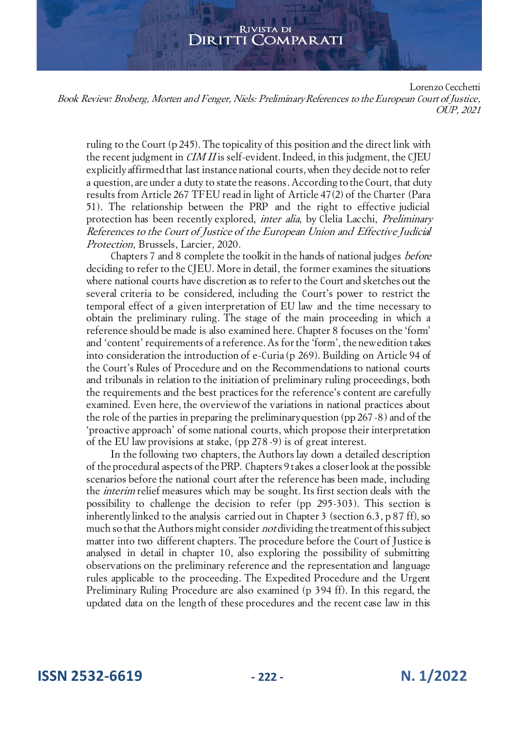ruling to the Court (p 245). The topicality of this position and the direct link with the recent judgment in *CIM II* is self-evident. Indeed, in this judgment, the CJEU explicitly affirmed that last instance national courts, when they decide not to refer a question, are under a duty to state the reasons. According to the Court, that duty results from Article 267 TFEU read in light of Article 47(2) of the Charter (Para 51). The relationship between the PRP and the right to effective judicial protection has been recently explored, *inter alia*, by Clelia Lacchi, *Preliminary References to the Court of Justice of the European Union and Effective Judicial Protection*, Brussels, Larcier, 2020.

Chapters 7 and 8 complete the toolkit in the hands of national judges *before* deciding to refer to the CJEU. More in detail, the former examines the situations where national courts have discretion as to refer to the Court and sketches out the several criteria to be considered, including the Court's power to restrict the temporal effect of a given interpretation of EU law and the time necessary to obtain the preliminary ruling. The stage of the main proceeding in which a reference should be made is also examined here. Chapter 8 focuses on the 'form' and 'content' requirements of a reference. As for the 'form', the new edition takes into consideration the introduction of e-Curia (p 269). Building on Article 94 of the Court's Rules of Procedure and on the Recommendations to national courts and tribunals in relation to the initiation of preliminary ruling proceedings, both the requirements and the best practices for the reference's content are carefully examined. Even here, the overview of the variations in national practices about the role of the parties in preparing the preliminary question (pp 267-8) and of the 'proactive approach' of some national courts, which propose their interpretation of the EU law provisions at stake, (pp 278-9) is of great interest.

In the following two chapters, the Authors lay down a detailed description of the procedural aspects of the PRP. Chapters 9 takes a closer look at the possible scenarios before the national court after the reference has been made, including the *interim* relief measures which may be sought. Its first section deals with the possibility to challenge the decision to refer (pp 295-303). This section is inherently linked to the analysis carried out in Chapter 3 (section 6.3, p 87 ff), so much so that the Authors might consider *not* dividing the treatment of this subject matter into two different chapters. The procedure before the Court of Justice is analysed in detail in chapter 10, also exploring the possibility of submitting observations on the preliminary reference and the representation and language rules applicable to the proceeding. The Expedited Procedure and the Urgent Preliminary Ruling Procedure are also examined (p 394 ff). In this regard, the updated data on the length of these procedures and the recent case law in this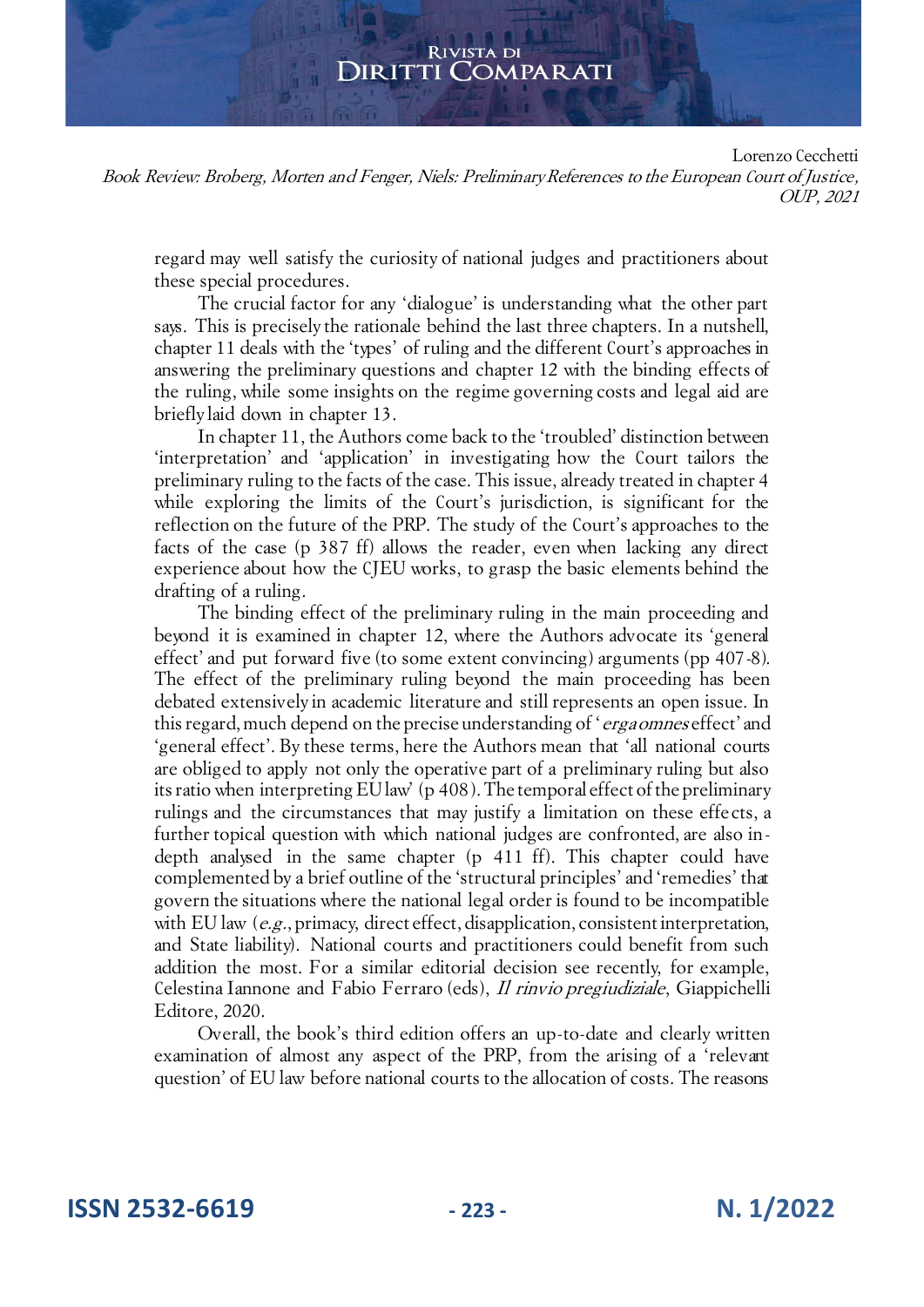regard may well satisfy the curiosity of national judges and practitioners about these special procedures.

The crucial factor for any 'dialogue' is understanding what the other part says. This is precisely the rationale behind the last three chapters. In a nutshell, chapter 11 deals with the 'types' of ruling and the different Court's approaches in answering the preliminary questions and chapter 12 with the binding effects of the ruling, while some insights on the regime governing costs and legal aid are briefly laid down in chapter 13.

In chapter 11, the Authors come back to the 'troubled' distinction between 'interpretation' and 'application' in investigating how the Court tailors the preliminary ruling to the facts of the case. This issue, already treated in chapter 4 while exploring the limits of the Court's jurisdiction, is significant for the reflection on the future of the PRP. The study of the Court's approaches to the facts of the case (p 387 ff) allows the reader, even when lacking any direct experience about how the CJEU works, to grasp the basic elements behind the drafting of a ruling.

The binding effect of the preliminary ruling in the main proceeding and beyond it is examined in chapter 12, where the Authors advocate its 'general effect' and put forward five (to some extent convincing) arguments (pp 407-8). The effect of the preliminary ruling beyond the main proceeding has been debated extensively in academic literature and still represents an open issue. In this regard, much depend on the precise understanding of '*erga omnes* effect' and 'general effect'. By these terms, here the Authors mean that 'all national courts are obliged to apply not only the operative part of a preliminary ruling but also its ratio when interpreting EU law' (p 408). The temporal effect of the preliminary rulings and the circumstances that may justify a limitation on these effects, a further topical question with which national judges are confronted, are also in-depth analysed in the same chapter (p 411 ff). This chapter could have complemented by a brief outline of the 'structural principles' and 'remedies' that govern the situations where the national legal order is found to be incompatible with EU law (*e.g.*, primacy, direct effect, disapplication, consistent interpretation, and State liability). National courts and practitioners could benefit from such addition the most. For a similar editorial decision see recently, for example, Celestina Iannone and Fabio Ferraro (eds), *Il rinvio pregiudiziale*, Giappichelli Editore, 2020.

Overall, the book's third edition offers an up-to-date and clearly written examination of almost any aspect of the PRP, from the arising of a 'relevant question' of EU law before national courts to the allocation of costs. The reasons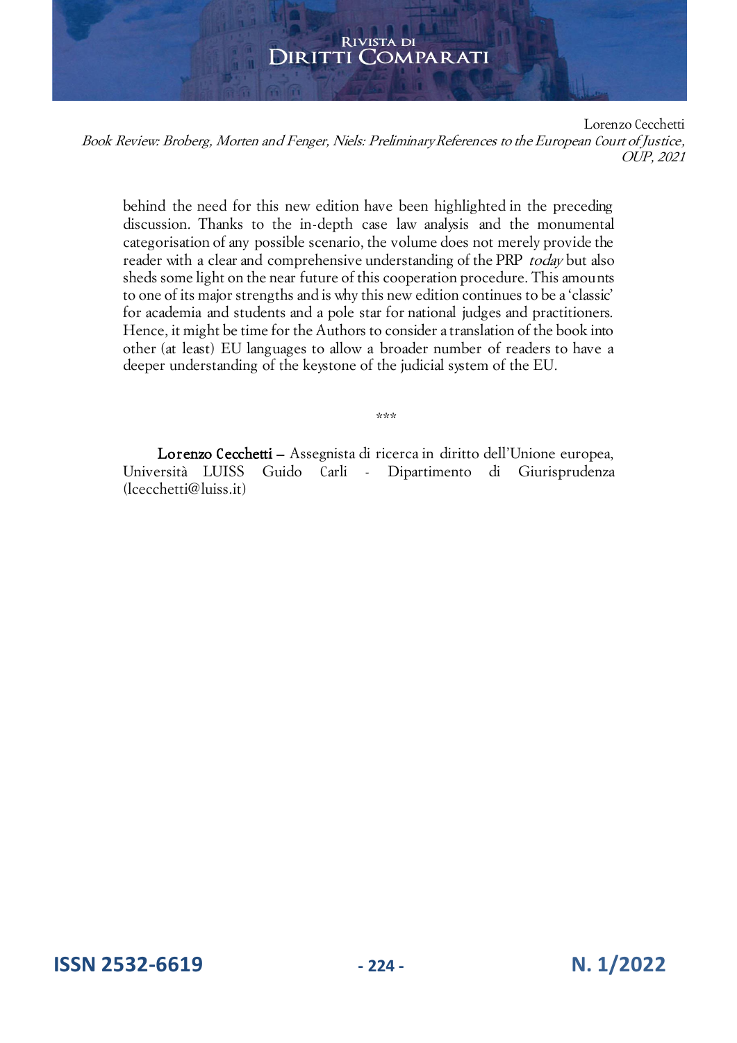behind the need for this new edition have been highlighted in the preceding discussion. Thanks to the in-depth case law analysis and the monumental categorisation of any possible scenario, the volume does not merely provide the reader with a clear and comprehensive understanding of the PRP *today* but also sheds some light on the near future of this cooperation procedure. This amounts to one of its major strengths and is why this new edition continues to be a 'classic' for academia and students and a pole star for national judges and practitioners. Hence, it might be time for the Authors to consider a translation of the book into other (at least) EU languages to allow a broader number of readers to have a deeper understanding of the keystone of the judicial system of the EU.

\*\*\*

**Lorenzo Cecchetti** – Assegnista di ricerca in diritto dell'Unione europea, Università LUISS Guido Carli - Dipartimento di Giurisprudenza (lcecchetti@luiss.it)